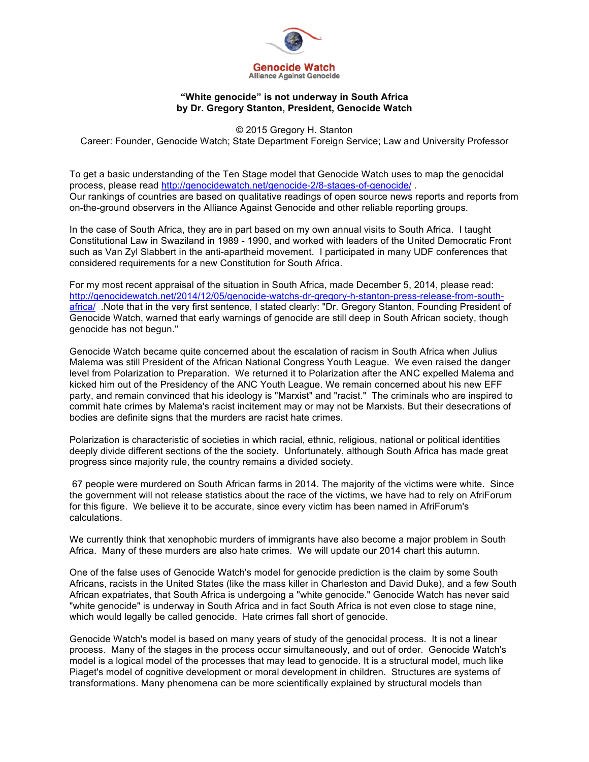Genocide Watch
Alliance Against Genocide

**"White genocide" is not underway in South Africa**
**by Dr. Gregory Stanton, President, Genocide Watch**

© 2015 Gregory H. Stanton
Career: Founder, Genocide Watch; State Department Foreign Service; Law and University Professor

To get a basic understanding of the Ten Stage model that Genocide Watch uses to map the genocidal process, please read http://genocidewatch.net/genocide-2/8-stages-of-genocide/ .
Our rankings of countries are based on qualitative readings of open source news reports and reports from on-the-ground observers in the Alliance Against Genocide and other reliable reporting groups.

In the case of South Africa, they are in part based on my own annual visits to South Africa. I taught Constitutional Law in Swaziland in 1989 - 1990, and worked with leaders of the United Democratic Front such as Van Zyl Slabbert in the anti-apartheid movement. I participated in many UDF conferences that considered requirements for a new Constitution for South Africa.

For my most recent appraisal of the situation in South Africa, made December 5, 2014, please read: http://genocidewatch.net/2014/12/05/genocide-watchs-dr-gregory-h-stanton-press-release-from-south-africa/ .Note that in the very first sentence, I stated clearly: "Dr. Gregory Stanton, Founding President of Genocide Watch, warned that early warnings of genocide are still deep in South African society, though genocide has not begun."

Genocide Watch became quite concerned about the escalation of racism in South Africa when Julius Malema was still President of the African National Congress Youth League. We even raised the danger level from Polarization to Preparation. We returned it to Polarization after the ANC expelled Malema and kicked him out of the Presidency of the ANC Youth League. We remain concerned about his new EFF party, and remain convinced that his ideology is "Marxist" and "racist." The criminals who are inspired to commit hate crimes by Malema's racist incitement may or may not be Marxists. But their desecrations of bodies are definite signs that the murders are racist hate crimes.

Polarization is characteristic of societies in which racial, ethnic, religious, national or political identities deeply divide different sections of the the society. Unfortunately, although South Africa has made great progress since majority rule, the country remains a divided society.

67 people were murdered on South African farms in 2014. The majority of the victims were white. Since the government will not release statistics about the race of the victims, we have had to rely on AfriForum for this figure. We believe it to be accurate, since every victim has been named in AfriForum's calculations.

We currently think that xenophobic murders of immigrants have also become a major problem in South Africa. Many of these murders are also hate crimes. We will update our 2014 chart this autumn.

One of the false uses of Genocide Watch's model for genocide prediction is the claim by some South Africans, racists in the United States (like the mass killer in Charleston and David Duke), and a few South African expatriates, that South Africa is undergoing a "white genocide." Genocide Watch has never said "white genocide" is underway in South Africa and in fact South Africa is not even close to stage nine, which would legally be called genocide. Hate crimes fall short of genocide.

Genocide Watch's model is based on many years of study of the genocidal process. It is not a linear process. Many of the stages in the process occur simultaneously, and out of order. Genocide Watch's model is a logical model of the processes that may lead to genocide. It is a structural model, much like Piaget's model of cognitive development or moral development in children. Structures are systems of transformations. Many phenomena can be more scientifically explained by structural models than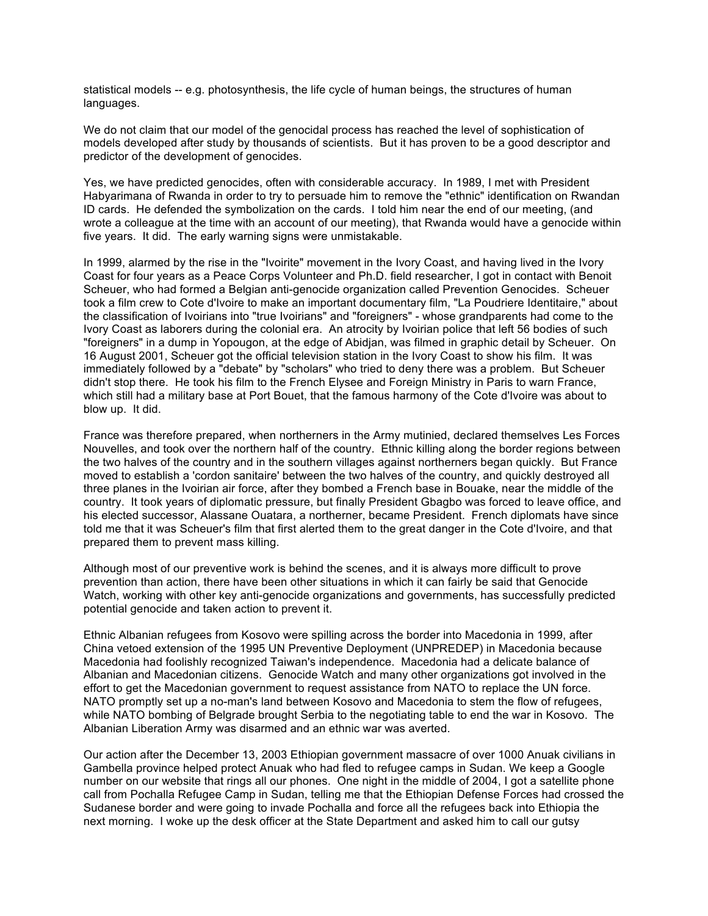statistical models -- e.g. photosynthesis, the life cycle of human beings, the structures of human languages.

We do not claim that our model of the genocidal process has reached the level of sophistication of models developed after study by thousands of scientists. But it has proven to be a good descriptor and predictor of the development of genocides.

Yes, we have predicted genocides, often with considerable accuracy. In 1989, I met with President Habyarimana of Rwanda in order to try to persuade him to remove the "ethnic" identification on Rwandan ID cards. He defended the symbolization on the cards. I told him near the end of our meeting, (and wrote a colleague at the time with an account of our meeting), that Rwanda would have a genocide within five years. It did. The early warning signs were unmistakable.

In 1999, alarmed by the rise in the "Ivoirite" movement in the Ivory Coast, and having lived in the Ivory Coast for four years as a Peace Corps Volunteer and Ph.D. field researcher, I got in contact with Benoit Scheuer, who had formed a Belgian anti-genocide organization called Prevention Genocides. Scheuer took a film crew to Cote d'Ivoire to make an important documentary film, "La Poudriere Identitaire," about the classification of Ivoirians into "true Ivoirians" and "foreigners" - whose grandparents had come to the Ivory Coast as laborers during the colonial era. An atrocity by Ivoirian police that left 56 bodies of such "foreigners" in a dump in Yopougon, at the edge of Abidjan, was filmed in graphic detail by Scheuer. On 16 August 2001, Scheuer got the official television station in the Ivory Coast to show his film. It was immediately followed by a "debate" by "scholars" who tried to deny there was a problem. But Scheuer didn't stop there. He took his film to the French Elysee and Foreign Ministry in Paris to warn France, which still had a military base at Port Bouet, that the famous harmony of the Cote d'Ivoire was about to blow up. It did.

France was therefore prepared, when northerners in the Army mutinied, declared themselves Les Forces Nouvelles, and took over the northern half of the country. Ethnic killing along the border regions between the two halves of the country and in the southern villages against northerners began quickly. But France moved to establish a 'cordon sanitaire' between the two halves of the country, and quickly destroyed all three planes in the Ivoirian air force, after they bombed a French base in Bouake, near the middle of the country. It took years of diplomatic pressure, but finally President Gbagbo was forced to leave office, and his elected successor, Alassane Ouatara, a northerner, became President. French diplomats have since told me that it was Scheuer's film that first alerted them to the great danger in the Cote d'Ivoire, and that prepared them to prevent mass killing.

Although most of our preventive work is behind the scenes, and it is always more difficult to prove prevention than action, there have been other situations in which it can fairly be said that Genocide Watch, working with other key anti-genocide organizations and governments, has successfully predicted potential genocide and taken action to prevent it.

Ethnic Albanian refugees from Kosovo were spilling across the border into Macedonia in 1999, after China vetoed extension of the 1995 UN Preventive Deployment (UNPREDEP) in Macedonia because Macedonia had foolishly recognized Taiwan's independence. Macedonia had a delicate balance of Albanian and Macedonian citizens. Genocide Watch and many other organizations got involved in the effort to get the Macedonian government to request assistance from NATO to replace the UN force. NATO promptly set up a no-man's land between Kosovo and Macedonia to stem the flow of refugees, while NATO bombing of Belgrade brought Serbia to the negotiating table to end the war in Kosovo. The Albanian Liberation Army was disarmed and an ethnic war was averted.

Our action after the December 13, 2003 Ethiopian government massacre of over 1000 Anuak civilians in Gambella province helped protect Anuak who had fled to refugee camps in Sudan. We keep a Google number on our website that rings all our phones. One night in the middle of 2004, I got a satellite phone call from Pochalla Refugee Camp in Sudan, telling me that the Ethiopian Defense Forces had crossed the Sudanese border and were going to invade Pochalla and force all the refugees back into Ethiopia the next morning. I woke up the desk officer at the State Department and asked him to call our gutsy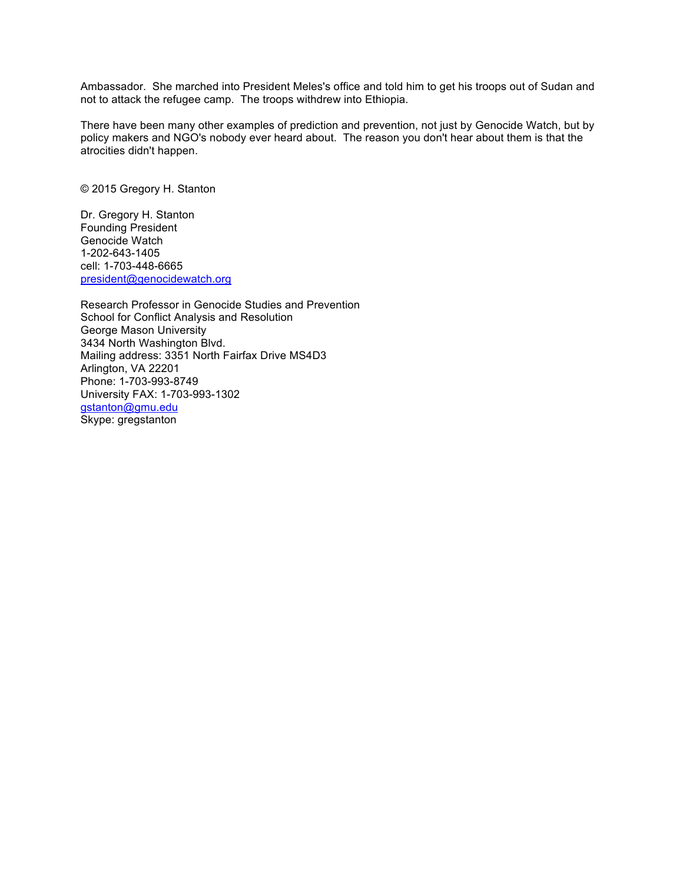Ambassador. She marched into President Meles's office and told him to get his troops out of Sudan and not to attack the refugee camp. The troops withdrew into Ethiopia.

There have been many other examples of prediction and prevention, not just by Genocide Watch, but by policy makers and NGO's nobody ever heard about. The reason you don't hear about them is that the atrocities didn't happen.

© 2015 Gregory H. Stanton

Dr. Gregory H. Stanton
Founding President
Genocide Watch
1-202-643-1405
cell: 1-703-448-6665
president@genocidewatch.org

Research Professor in Genocide Studies and Prevention
School for Conflict Analysis and Resolution
George Mason University
3434 North Washington Blvd.
Mailing address: 3351 North Fairfax Drive MS4D3
Arlington, VA 22201
Phone: 1-703-993-8749
University FAX: 1-703-993-1302
gstanton@gmu.edu
Skype: gregstanton